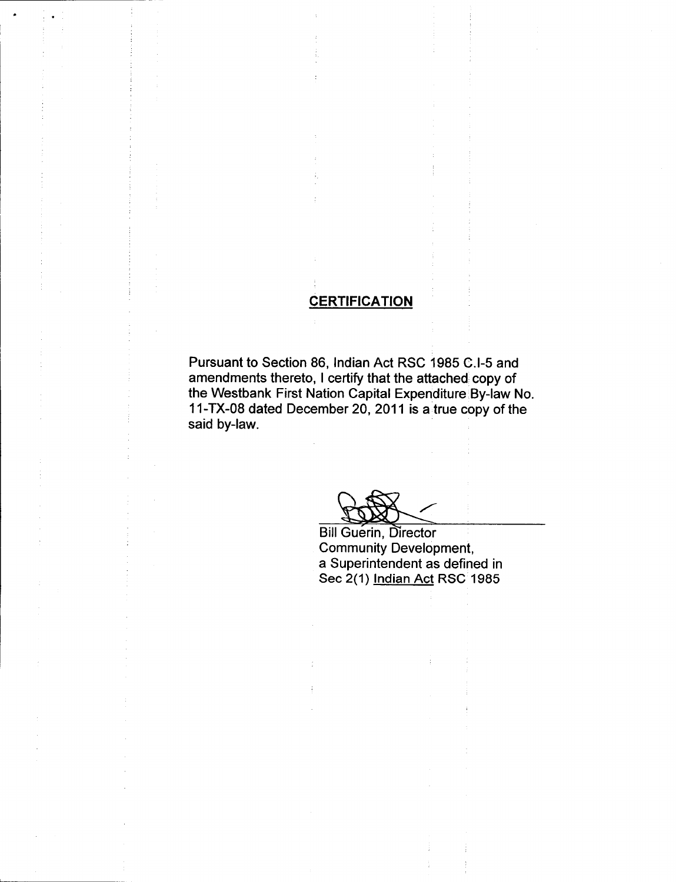**CERTIFICATION**

Pursuant to Section 86, Indian Act RSC 1985 C.I-5 and amendments thereto, I certify that the attached copy of the Westbank First Nation Capital Expenditure By-law No. 11-TX-08 dated December 20, 2011 is a true copy of the said by-law.

Bill Guerin, Director
Community Development,
a Superintendent as defined in
Sec 2(1) Indian Act RSC 1985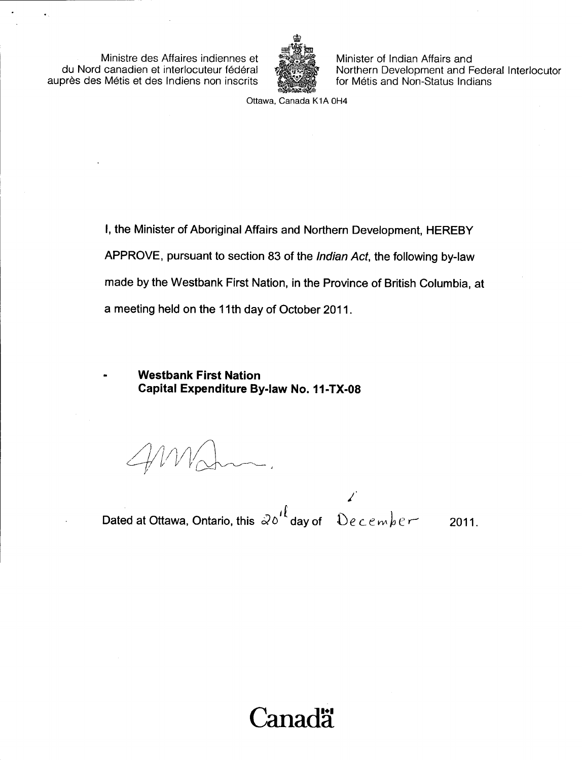Ministre des Affaires indiennes et du Nord canadien et interlocuteur fédéral auprès des Métis et des Indiens non inscrits

Minister of Indian Affairs and Northern Development and Federal Interlocutor for Métis and Non-Status Indians

Ottawa, Canada K1A 0H4

I, the Minister of Aboriginal Affairs and Northern Development, HEREBY APPROVE, pursuant to section 83 of the *Indian Act*, the following by-law made by the Westbank First Nation, in the Province of British Columbia, at a meeting held on the 11th day of October 2011.

- **Westbank First Nation Capital Expenditure By-law No. 11-TX-08**

Dated at Ottawa, Ontario, this 20th day of December 2011.

Canada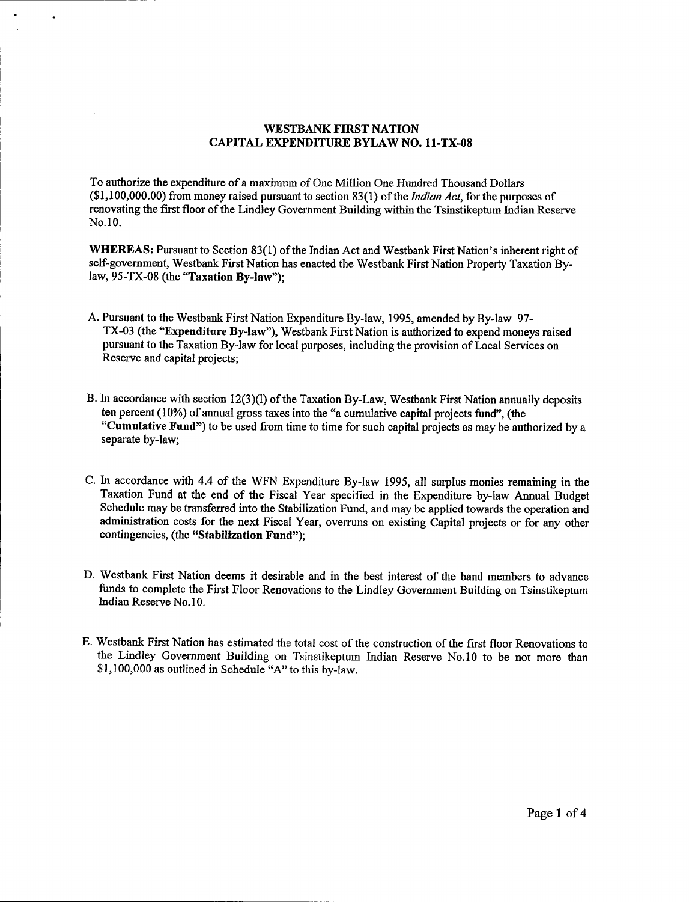# WESTBANK FIRST NATION
## CAPITAL EXPENDITURE BYLAW NO. 11-TX-08

To authorize the expenditure of a maximum of One Million One Hundred Thousand Dollars ($1,100,000.00) from money raised pursuant to section 83(1) of the *Indian Act*, for the purposes of renovating the first floor of the Lindley Government Building within the Tsinstikeptum Indian Reserve No.10.

**WHEREAS:** Pursuant to Section 83(1) of the Indian Act and Westbank First Nation's inherent right of self-government, Westbank First Nation has enacted the Westbank First Nation Property Taxation By-law, 95-TX-08 (the **"Taxation By-law"**);

A. Pursuant to the Westbank First Nation Expenditure By-law, 1995, amended by By-law 97-TX-03 (the **"Expenditure By-law"**), Westbank First Nation is authorized to expend moneys raised pursuant to the Taxation By-law for local purposes, including the provision of Local Services on Reserve and capital projects;

B. In accordance with section 12(3)(l) of the Taxation By-Law, Westbank First Nation annually deposits ten percent (10%) of annual gross taxes into the "a cumulative capital projects fund", (the **"Cumulative Fund"**) to be used from time to time for such capital projects as may be authorized by a separate by-law;

C. In accordance with 4.4 of the WFN Expenditure By-law 1995, all surplus monies remaining in the Taxation Fund at the end of the Fiscal Year specified in the Expenditure by-law Annual Budget Schedule may be transferred into the Stabilization Fund, and may be applied towards the operation and administration costs for the next Fiscal Year, overruns on existing Capital projects or for any other contingencies, (the **"Stabilization Fund"**);

D. Westbank First Nation deems it desirable and in the best interest of the band members to advance funds to complete the First Floor Renovations to the Lindley Government Building on Tsinstikeptum Indian Reserve No.10.

E. Westbank First Nation has estimated the total cost of the construction of the first floor Renovations to the Lindley Government Building on Tsinstikeptum Indian Reserve No.10 to be not more than $1,100,000 as outlined in Schedule "A" to this by-law.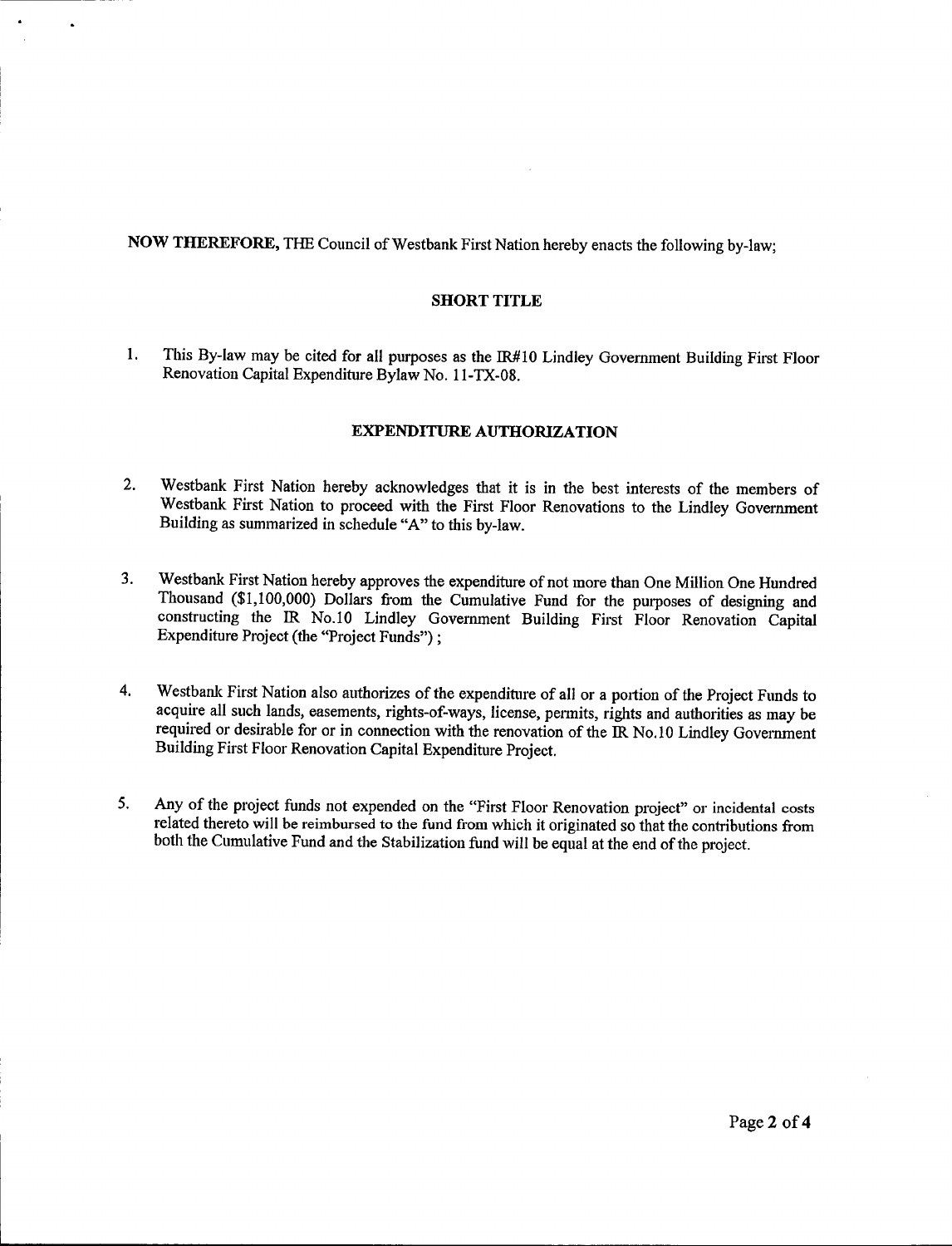**NOW THEREFORE,** THE Council of Westbank First Nation hereby enacts the following by-law;

## SHORT TITLE

1. This By-law may be cited for all purposes as the IR#10 Lindley Government Building First Floor Renovation Capital Expenditure Bylaw No. 11-TX-08.

## EXPENDITURE AUTHORIZATION

2. Westbank First Nation hereby acknowledges that it is in the best interests of the members of Westbank First Nation to proceed with the First Floor Renovations to the Lindley Government Building as summarized in schedule "A" to this by-law.

3. Westbank First Nation hereby approves the expenditure of not more than One Million One Hundred Thousand ($1,100,000) Dollars from the Cumulative Fund for the purposes of designing and constructing the IR No.10 Lindley Government Building First Floor Renovation Capital Expenditure Project (the "Project Funds") ;

4. Westbank First Nation also authorizes of the expenditure of all or a portion of the Project Funds to acquire all such lands, easements, rights-of-ways, license, permits, rights and authorities as may be required or desirable for or in connection with the renovation of the IR No.10 Lindley Government Building First Floor Renovation Capital Expenditure Project.

5. Any of the project funds not expended on the "First Floor Renovation project" or incidental costs related thereto will be reimbursed to the fund from which it originated so that the contributions from both the Cumulative Fund and the Stabilization fund will be equal at the end of the project.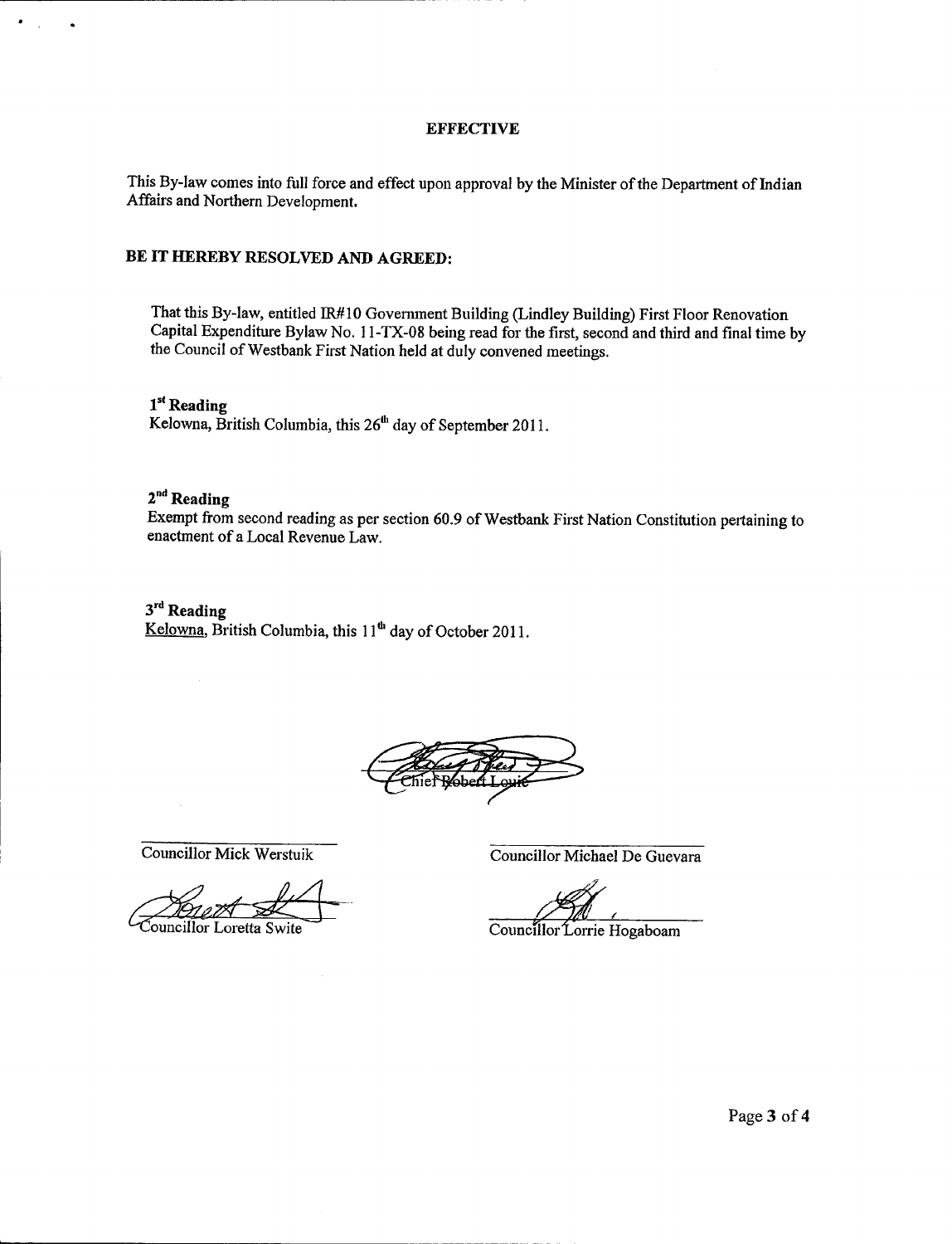**EFFECTIVE**

This By-law comes into full force and effect upon approval by the Minister of the Department of Indian Affairs and Northern Development.

**BE IT HEREBY RESOLVED AND AGREED:**

That this By-law, entitled IR#10 Government Building (Lindley Building) First Floor Renovation Capital Expenditure Bylaw No. 11-TX-08 being read for the first, second and third and final time by the Council of Westbank First Nation held at duly convened meetings.

**1st Reading**
Kelowna, British Columbia, this 26th day of September 2011.

**2nd Reading**
Exempt from second reading as per section 60.9 of Westbank First Nation Constitution pertaining to enactment of a Local Revenue Law.

**3rd Reading**
Kelowna, British Columbia, this 11th day of October 2011.

Chief Robert Louie

Councillor Mick Werstuik

Councillor Michael De Guevara

Councillor Loretta Swite

Councillor Lorrie Hogaboam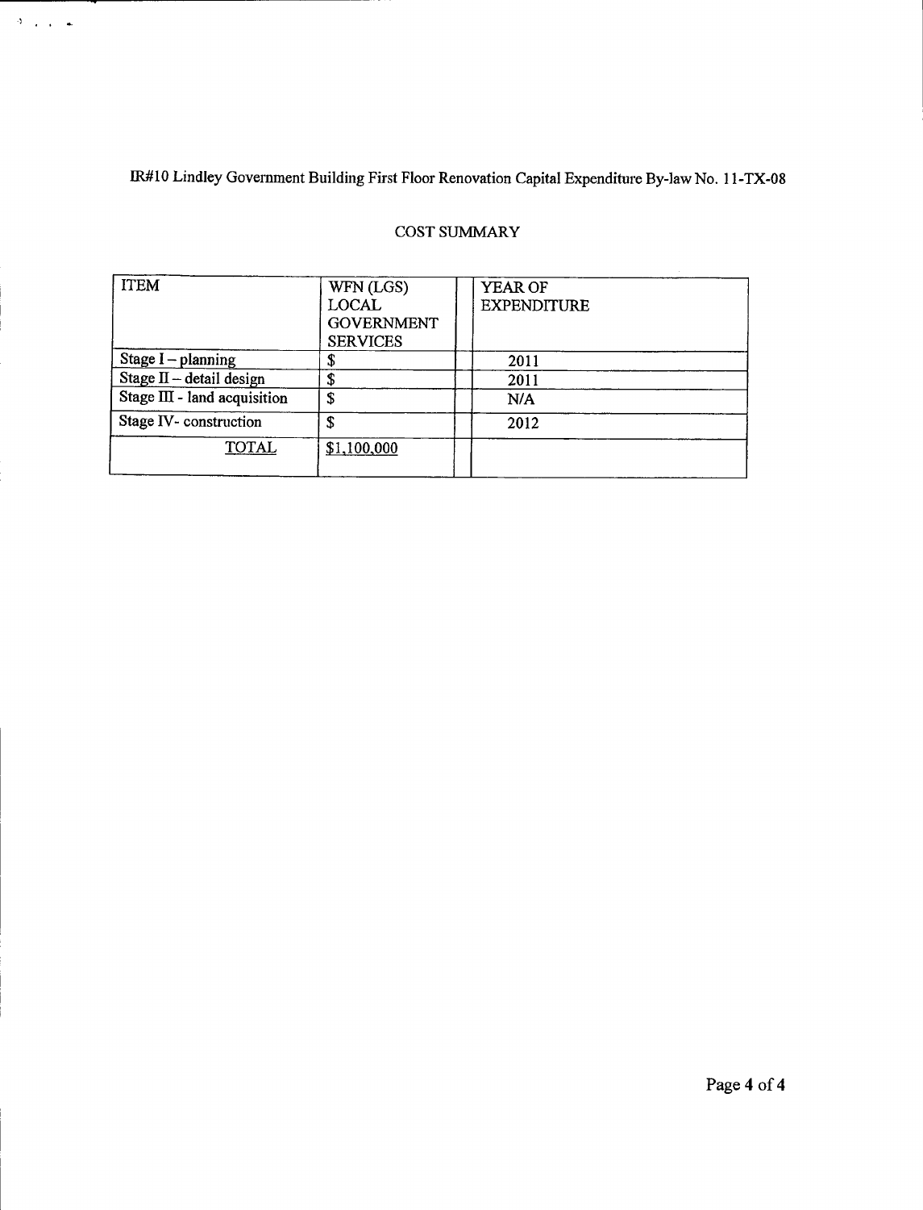IR#10 Lindley Government Building First Floor Renovation Capital Expenditure By-law No. 11-TX-08

COST SUMMARY

| ITEM | WFN (LGS) LOCAL GOVERNMENT SERVICES | | YEAR OF EXPENDITURE |
|---|---|---|---|
| Stage I – planning | $ | | 2011 |
| Stage II – detail design | $ | | 2011 |
| Stage III - land acquisition | $ | | N/A |
| Stage IV- construction | $ | | 2012 |
| TOTAL | $1,100,000 | | |